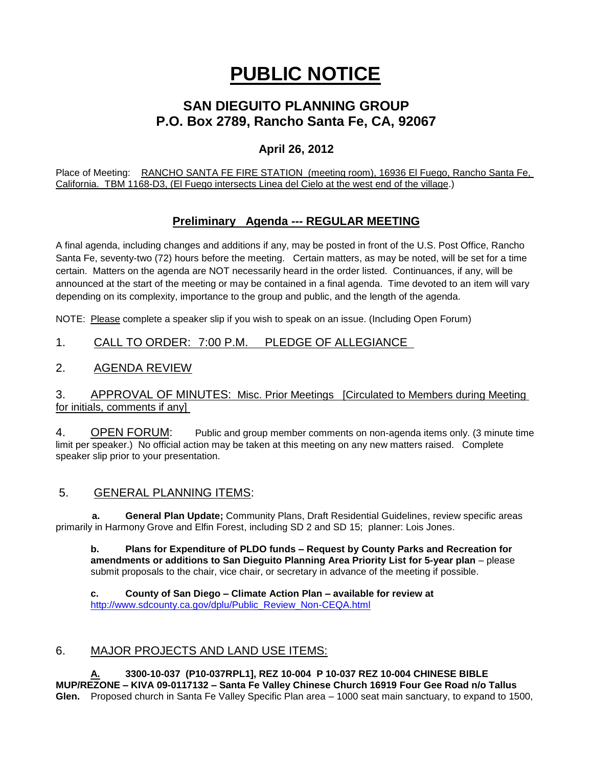# PUBLIC NOTICE

## SAN DIEGUITO PLANNING GROUP
## P.O. Box 2789, Rancho Santa Fe, CA, 92067

### April 26, 2012

Place of Meeting: RANCHO SANTA FE FIRE STATION (meeting room), 16936 El Fuego, Rancho Santa Fe, California. TBM 1168-D3, (El Fuego intersects Linea del Cielo at the west end of the village.)

### Preliminary Agenda --- REGULAR MEETING

A final agenda, including changes and additions if any, may be posted in front of the U.S. Post Office, Rancho Santa Fe, seventy-two (72) hours before the meeting. Certain matters, as may be noted, will be set for a time certain. Matters on the agenda are NOT necessarily heard in the order listed. Continuances, if any, will be announced at the start of the meeting or may be contained in a final agenda. Time devoted to an item will vary depending on its complexity, importance to the group and public, and the length of the agenda.

NOTE: Please complete a speaker slip if you wish to speak on an issue. (Including Open Forum)

1. CALL TO ORDER: 7:00 P.M. PLEDGE OF ALLEGIANCE

2. AGENDA REVIEW

3. APPROVAL OF MINUTES: Misc. Prior Meetings [Circulated to Members during Meeting for initials, comments if any]

4. OPEN FORUM: Public and group member comments on non-agenda items only. (3 minute time limit per speaker.) No official action may be taken at this meeting on any new matters raised. Complete speaker slip prior to your presentation.

5. GENERAL PLANNING ITEMS:

**a. General Plan Update;** Community Plans, Draft Residential Guidelines, review specific areas primarily in Harmony Grove and Elfin Forest, including SD 2 and SD 15; planner: Lois Jones.

**b. Plans for Expenditure of PLDO funds – Request by County Parks and Recreation for amendments or additions to San Dieguito Planning Area Priority List for 5-year plan** – please submit proposals to the chair, vice chair, or secretary in advance of the meeting if possible.

**c. County of San Diego – Climate Action Plan – available for review at** http://www.sdcounty.ca.gov/dplu/Public_Review_Non-CEQA.html

6. MAJOR PROJECTS AND LAND USE ITEMS:

**A. 3300-10-037 (P10-037RPL1], REZ 10-004 P 10-037 REZ 10-004 CHINESE BIBLE MUP/REZONE – KIVA 09-0117132 – Santa Fe Valley Chinese Church 16919 Four Gee Road n/o Tallus Glen.** Proposed church in Santa Fe Valley Specific Plan area – 1000 seat main sanctuary, to expand to 1500,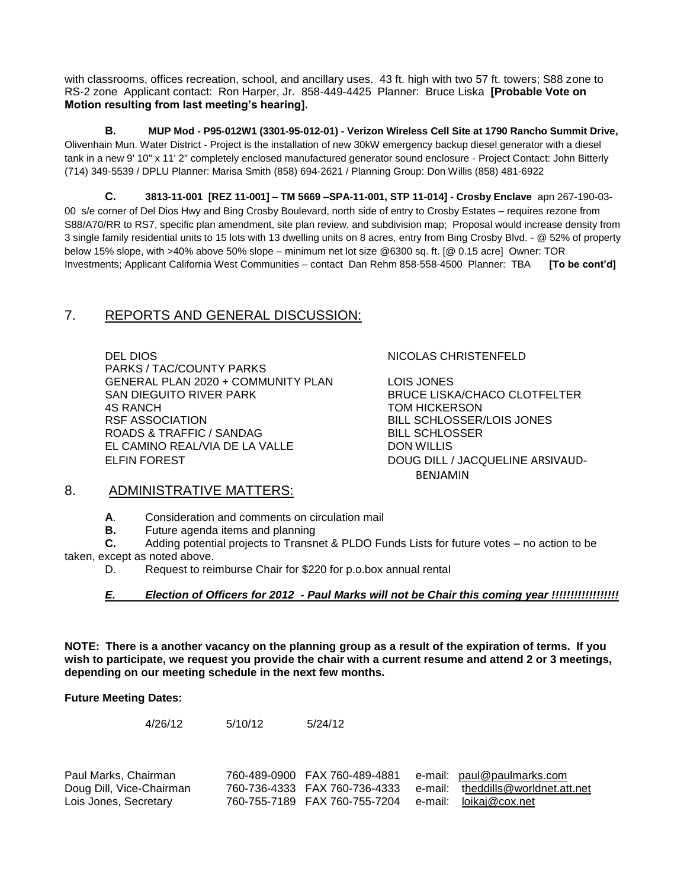with classrooms, offices recreation, school, and ancillary uses. 43 ft. high with two 57 ft. towers; S88 zone to RS-2 zone Applicant contact: Ron Harper, Jr. 858-449-4425 Planner: Bruce Liska **[Probable Vote on Motion resulting from last meeting's hearing].**

**B. MUP Mod - P95-012W1 (3301-95-012-01) - Verizon Wireless Cell Site at 1790 Rancho Summit Drive,** Olivenhain Mun. Water District - Project is the installation of new 30kW emergency backup diesel generator with a diesel tank in a new 9' 10" x 11' 2" completely enclosed manufactured generator sound enclosure - Project Contact: John Bitterly (714) 349-5539 / DPLU Planner: Marisa Smith (858) 694-2621 / Planning Group: Don Willis (858) 481-6922

**C. 3813-11-001 [REZ 11-001] – TM 5669 –SPA-11-001, STP 11-014] - Crosby Enclave** apn 267-190-03-00 s/e corner of Del Dios Hwy and Bing Crosby Boulevard, north side of entry to Crosby Estates – requires rezone from S88/A70/RR to RS7, specific plan amendment, site plan review, and subdivision map; Proposal would increase density from 3 single family residential units to 15 lots with 13 dwelling units on 8 acres, entry from Bing Crosby Blvd. - @ 52% of property below 15% slope, with >40% above 50% slope – minimum net lot size @6300 sq. ft. [@ 0.15 acre] Owner: TOR Investments; Applicant California West Communities – contact Dan Rehm 858-558-4500 Planner: TBA **[To be cont'd]**

## 7. REPORTS AND GENERAL DISCUSSION:

| | |
|---|---|
| DEL DIOS | NICOLAS CHRISTENFELD |
| PARKS / TAC/COUNTY PARKS | |
| GENERAL PLAN 2020 + COMMUNITY PLAN | LOIS JONES |
| SAN DIEGUITO RIVER PARK | BRUCE LISKA/CHACO CLOTFELTER |
| 4S RANCH | TOM HICKERSON |
| RSF ASSOCIATION | BILL SCHLOSSER/LOIS JONES |
| ROADS & TRAFFIC / SANDAG | BILL SCHLOSSER |
| EL CAMINO REAL/VIA DE LA VALLE | DON WILLIS |
| ELFIN FOREST | DOUG DILL / JACQUELINE ARSIVAUD-BENJAMIN |

## 8. ADMINISTRATIVE MATTERS:

**A**. Consideration and comments on circulation mail

**B.** Future agenda items and planning

**C.** Adding potential projects to Transnet & PLDO Funds Lists for future votes – no action to be taken, except as noted above.

D. Request to reimburse Chair for $220 for p.o.box annual rental

***E. Election of Officers for 2012 - Paul Marks will not be Chair this coming year !!!!!!!!!!!!!!!!!***

**NOTE: There is a another vacancy on the planning group as a result of the expiration of terms. If you wish to participate, we request you provide the chair with a current resume and attend 2 or 3 meetings, depending on our meeting schedule in the next few months.**

**Future Meeting Dates:**

4/26/12 5/10/12 5/24/12

| | | | |
|---|---|---|---|
| Paul Marks, Chairman | 760-489-0900 | FAX 760-489-4881 | e-mail: paul@paulmarks.com |
| Doug Dill, Vice-Chairman | 760-736-4333 | FAX 760-736-4333 | e-mail: theddills@worldnet.att.net |
| Lois Jones, Secretary | 760-755-7189 | FAX 760-755-7204 | e-mail: loikaj@cox.net |